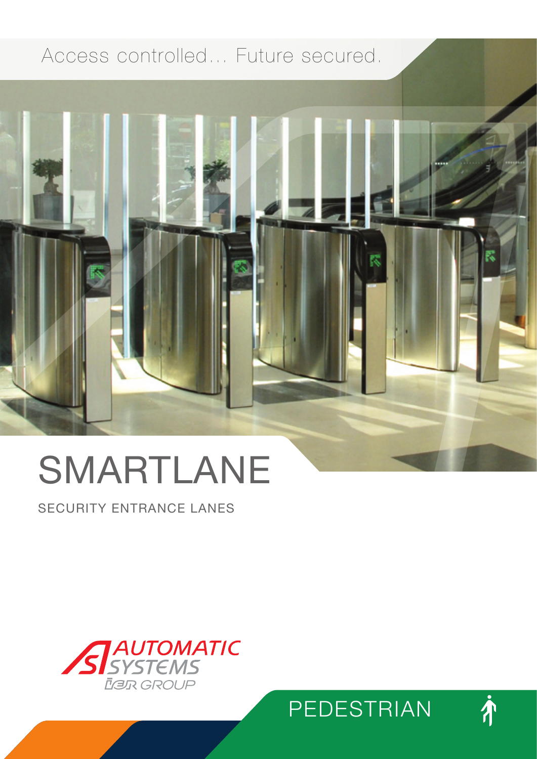Access controlled... Future secured.

# SMARTLANE

SECURITY ENTRANCE LANES

AUTOMATIC SYSTEMS
IER GROUP

PEDESTRIAN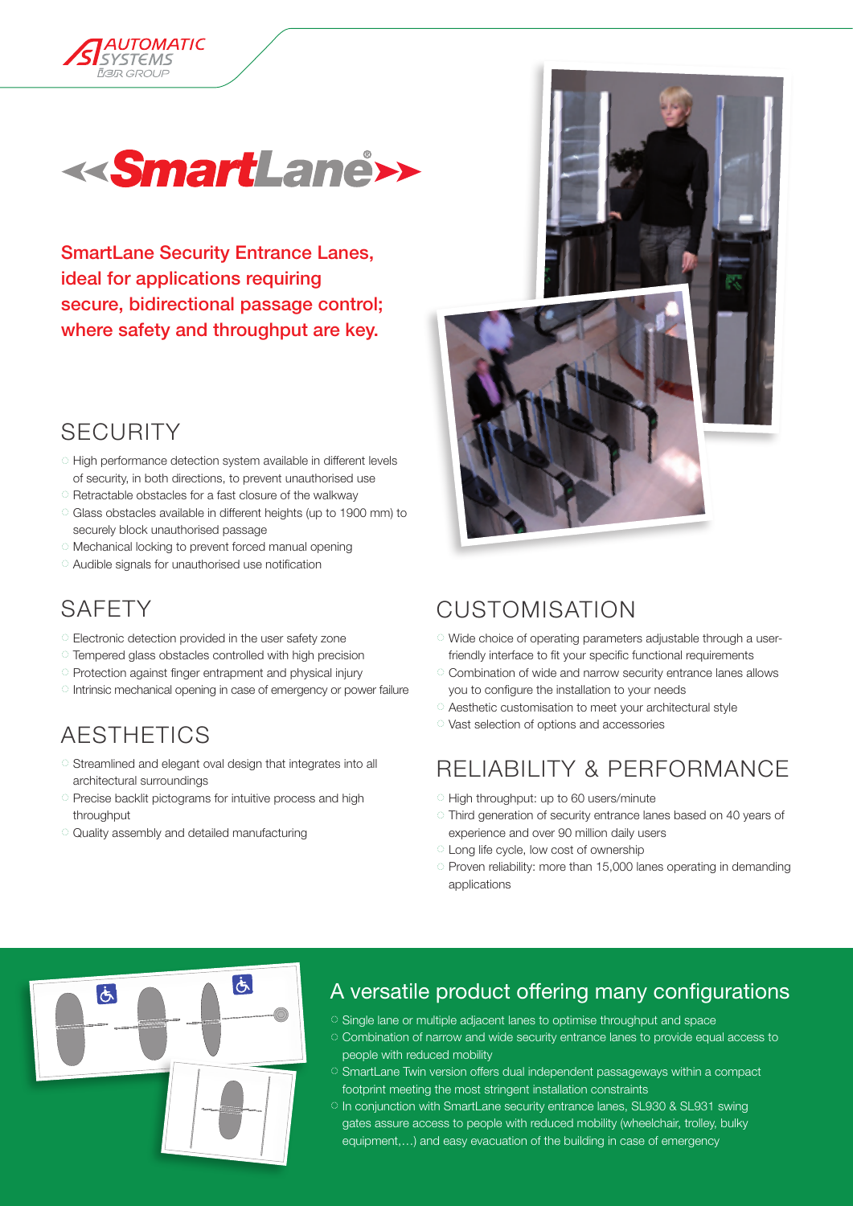# SmartLane®

**SmartLane Security Entrance Lanes, ideal for applications requiring secure, bidirectional passage control; where safety and throughput are key.**

## SECURITY

- High performance detection system available in different levels of security, in both directions, to prevent unauthorised use
- Retractable obstacles for a fast closure of the walkway
- Glass obstacles available in different heights (up to 1900 mm) to securely block unauthorised passage
- Mechanical locking to prevent forced manual opening
- Audible signals for unauthorised use notification

## SAFETY

- Electronic detection provided in the user safety zone
- Tempered glass obstacles controlled with high precision
- Protection against finger entrapment and physical injury
- Intrinsic mechanical opening in case of emergency or power failure

## AESTHETICS

- Streamlined and elegant oval design that integrates into all architectural surroundings
- Precise backlit pictograms for intuitive process and high throughput
- Quality assembly and detailed manufacturing

## CUSTOMISATION

- Wide choice of operating parameters adjustable through a user-friendly interface to fit your specific functional requirements
- Combination of wide and narrow security entrance lanes allows you to configure the installation to your needs
- Aesthetic customisation to meet your architectural style
- Vast selection of options and accessories

## RELIABILITY & PERFORMANCE

- High throughput: up to 60 users/minute
- Third generation of security entrance lanes based on 40 years of experience and over 90 million daily users
- Long life cycle, low cost of ownership
- Proven reliability: more than 15,000 lanes operating in demanding applications

## A versatile product offering many configurations

- Single lane or multiple adjacent lanes to optimise throughput and space
- Combination of narrow and wide security entrance lanes to provide equal access to people with reduced mobility
- SmartLane Twin version offers dual independent passageways within a compact footprint meeting the most stringent installation constraints
- In conjunction with SmartLane security entrance lanes, SL930 & SL931 swing gates assure access to people with reduced mobility (wheelchair, trolley, bulky equipment,…) and easy evacuation of the building in case of emergency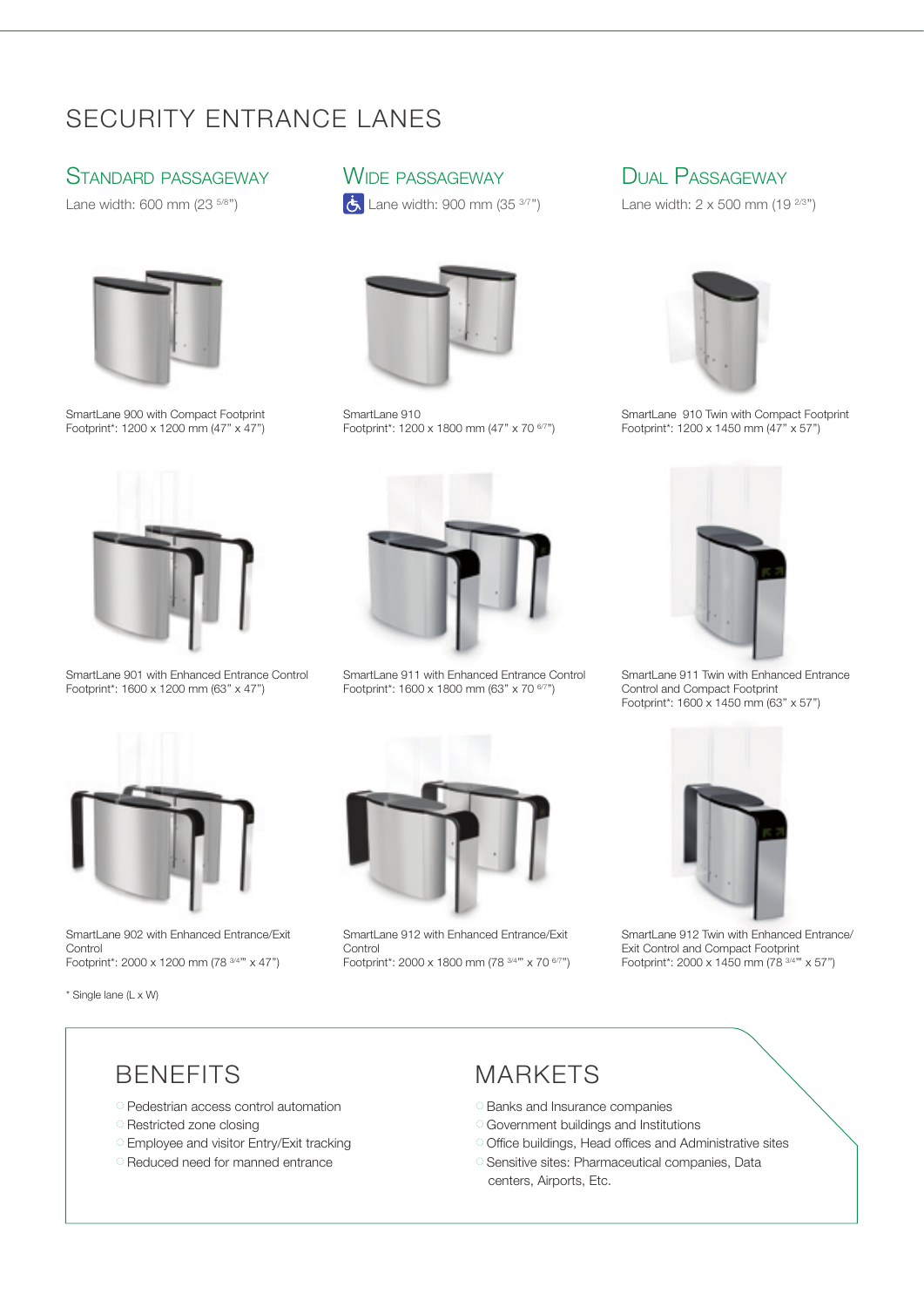# SECURITY ENTRANCE LANES

## Standard Passageway

Lane width: 600 mm (23 5/8")

SmartLane 900 with Compact Footprint
Footprint*: 1200 x 1200 mm (47" x 47")

SmartLane 901 with Enhanced Entrance Control
Footprint*: 1600 x 1200 mm (63" x 47")

SmartLane 902 with Enhanced Entrance/Exit Control
Footprint*: 2000 x 1200 mm (78 3/4" x 47")

## Wide Passageway

Lane width: 900 mm (35 3/7")

SmartLane 910
Footprint*: 1200 x 1800 mm (47" x 70 6/7")

SmartLane 911 with Enhanced Entrance Control
Footprint*: 1600 x 1800 mm (63" x 70 6/7")

SmartLane 912 with Enhanced Entrance/Exit Control
Footprint*: 2000 x 1800 mm (78 3/4" x 70 6/7")

## Dual Passageway

Lane width: 2 x 500 mm (19 2/3")

SmartLane 910 Twin with Compact Footprint
Footprint*: 1200 x 1450 mm (47" x 57")

SmartLane 911 Twin with Enhanced Entrance Control and Compact Footprint
Footprint*: 1600 x 1450 mm (63" x 57")

SmartLane 912 Twin with Enhanced Entrance/Exit Control and Compact Footprint
Footprint*: 2000 x 1450 mm (78 3/4" x 57")

* Single lane (L x W)

## BENEFITS

- Pedestrian access control automation
- Restricted zone closing
- Employee and visitor Entry/Exit tracking
- Reduced need for manned entrance

## MARKETS

- Banks and Insurance companies
- Government buildings and Institutions
- Office buildings, Head offices and Administrative sites
- Sensitive sites: Pharmaceutical companies, Data centers, Airports, Etc.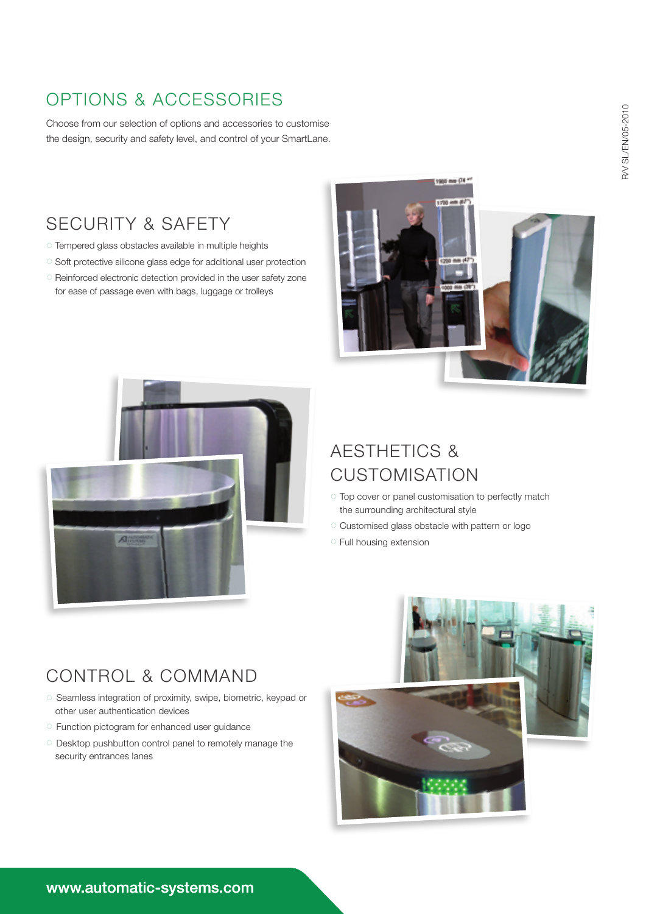# OPTIONS & ACCESSORIES

Choose from our selection of options and accessories to customise the design, security and safety level, and control of your SmartLane.

## SECURITY & SAFETY

- Tempered glass obstacles available in multiple heights
- Soft protective silicone glass edge for additional user protection
- Reinforced electronic detection provided in the user safety zone for ease of passage even with bags, luggage or trolleys

## AESTHETICS & CUSTOMISATION

- Top cover or panel customisation to perfectly match the surrounding architectural style
- Customised glass obstacle with pattern or logo
- Full housing extension

## CONTROL & COMMAND

- Seamless integration of proximity, swipe, biometric, keypad or other user authentication devices
- Function pictogram for enhanced user guidance
- Desktop pushbutton control panel to remotely manage the security entrances lanes

**www.automatic-systems.com**

R/V SL/EN/05-2010